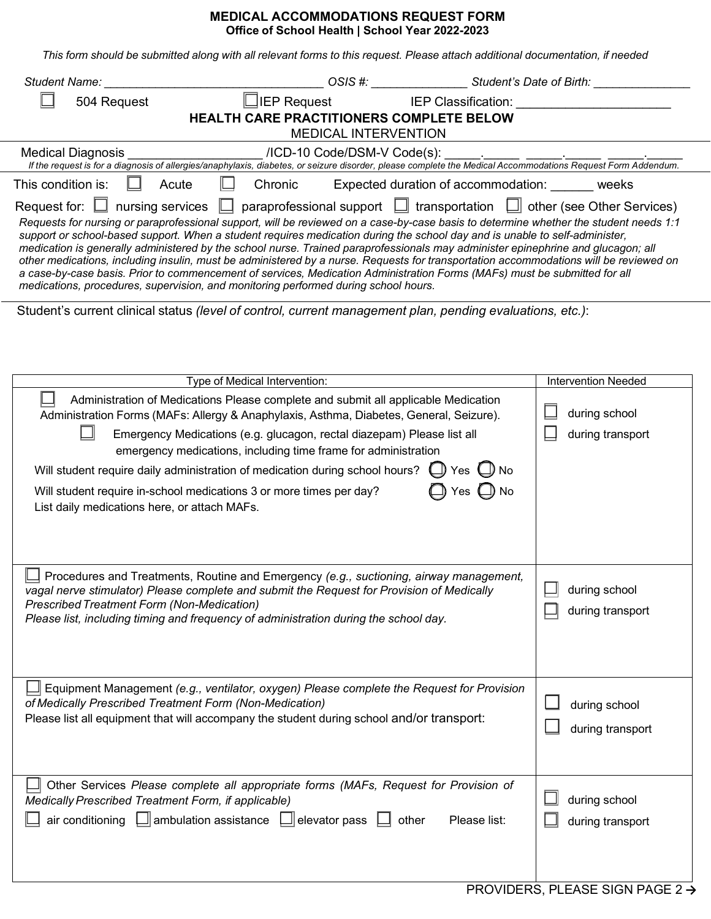# MEDICAL ACCOMMODATIONS REQUEST FORM

**Office of School Health | School Year 2022-2023**

*This form should be submitted along with all relevant forms to this request. Please attach additional documentation, if needed*

*Student Name:* _______________________________ *OSIS #:* ______________ *Student's Date of Birth:* ______________

☐ 504 Request ☐ IEP Request IEP Classification: ______________________

## HEALTH CARE PRACTITIONERS COMPLETE BELOW

MEDICAL INTERVENTION

Medical Diagnosis __________________ /ICD-10 Code/DSM-V Code(s): _____._____ _____._____ _____._____

*If the request is for a diagnosis of allergies/anaphylaxis, diabetes, or seizure disorder, please complete the Medical Accommodations Request Form Addendum.*

This condition is: ☐ Acute ☐ Chronic Expected duration of accommodation: ______ weeks

Request for: ☐ nursing services ☐ paraprofessional support ☐ transportation ☐ other (see Other Services)

*Requests for nursing or paraprofessional support, will be reviewed on a case-by-case basis to determine whether the student needs 1:1 support or school-based support. When a student requires medication during the school day and is unable to self-administer, medication is generally administered by the school nurse. Trained paraprofessionals may administer epinephrine and glucagon; all other medications, including insulin, must be administered by a nurse. Requests for transportation accommodations will be reviewed on a case-by-case basis. Prior to commencement of services, Medication Administration Forms (MAFs) must be submitted for all medications, procedures, supervision, and monitoring performed during school hours.*

Student's current clinical status *(level of control, current management plan, pending evaluations, etc.)*:

| Type of Medical Intervention: | Intervention Needed |
|---|---|
| ☐ Administration of Medications Please complete and submit all applicable Medication Administration Forms (MAFs: Allergy & Anaphylaxis, Asthma, Diabetes, General, Seizure).<br>☐ Emergency Medications (e.g. glucagon, rectal diazepam) Please list all emergency medications, including time frame for administration<br>Will student require daily administration of medication during school hours? ○ Yes ○ No<br>Will student require in-school medications 3 or more times per day? ○ Yes ○ No<br>List daily medications here, or attach MAFs. | ☐ during school<br>☐ during transport |
| ☐ Procedures and Treatments, Routine and Emergency *(e.g., suctioning, airway management, vagal nerve stimulator) Please complete and submit the Request for Provision of Medically Prescribed Treatment Form (Non-Medication)*<br>*Please list, including timing and frequency of administration during the school day.* | ☐ during school<br>☐ during transport |
| ☐ Equipment Management *(e.g., ventilator, oxygen) Please complete the Request for Provision of Medically Prescribed Treatment Form (Non-Medication)*<br>Please list all equipment that will accompany the student during school and/or transport: | ☐ during school<br>☐ during transport |
| ☐ Other Services *Please complete all appropriate forms (MAFs, Request for Provision of Medically Prescribed Treatment Form, if applicable)*<br>☐ air conditioning ☐ ambulation assistance ☐ elevator pass ☐ other Please list: | ☐ during school<br>☐ during transport |

PROVIDERS, PLEASE SIGN PAGE 2 →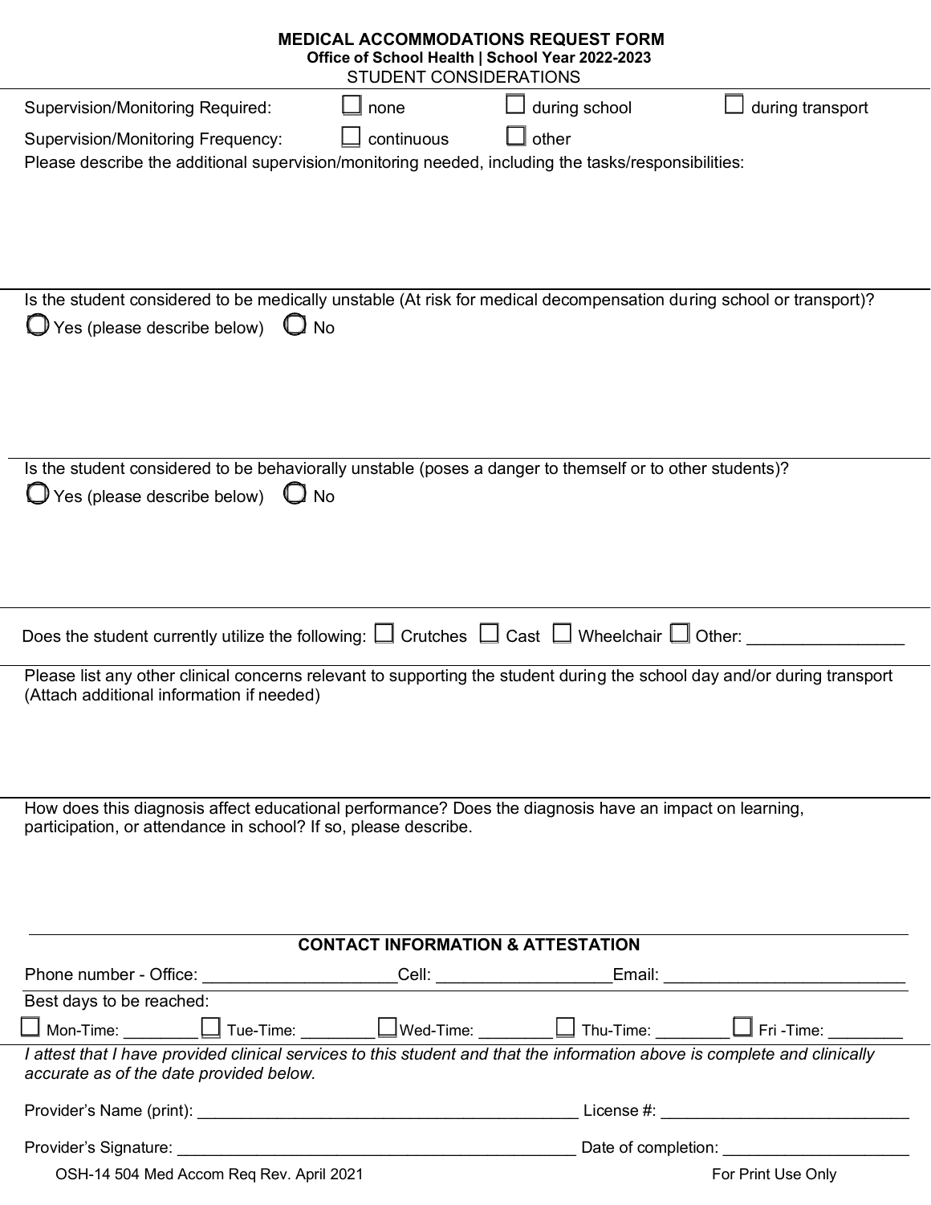# MEDICAL ACCOMMODATIONS REQUEST FORM

**Office of School Health | School Year 2022-2023**

STUDENT CONSIDERATIONS

Supervision/Monitoring Required: ☐ none ☐ during school ☐ during transport

Supervision/Monitoring Frequency: ☐ continuous ☐ other

Please describe the additional supervision/monitoring needed, including the tasks/responsibilities:

---

Is the student considered to be medically unstable (At risk for medical decompensation during school or transport)?

◯ Yes (please describe below) ◯ No

---

Is the student considered to be behaviorally unstable (poses a danger to themself or to other students)?

◯ Yes (please describe below) ◯ No

---

Does the student currently utilize the following: ☐ Crutches ☐ Cast ☐ Wheelchair ☐ Other: ________________

---

Please list any other clinical concerns relevant to supporting the student during the school day and/or during transport (Attach additional information if needed)

---

How does this diagnosis affect educational performance? Does the diagnosis have an impact on learning, participation, or attendance in school? If so, please describe.

---

## CONTACT INFORMATION & ATTESTATION

Phone number - Office: ____________________ Cell: __________________ Email: __________________________

Best days to be reached:

☐ Mon-Time: ________ ☐ Tue-Time: ________ ☐ Wed-Time: ________ ☐ Thu-Time: ________ ☐ Fri -Time: ________

*I attest that I have provided clinical services to this student and that the information above is complete and clinically accurate as of the date provided below.*

Provider's Name (print): ___________________________________________ License #: ____________________________

Provider's Signature: _____________________________________________ Date of completion: ____________________

OSH-14 504 Med Accom Req Rev. April 2021 For Print Use Only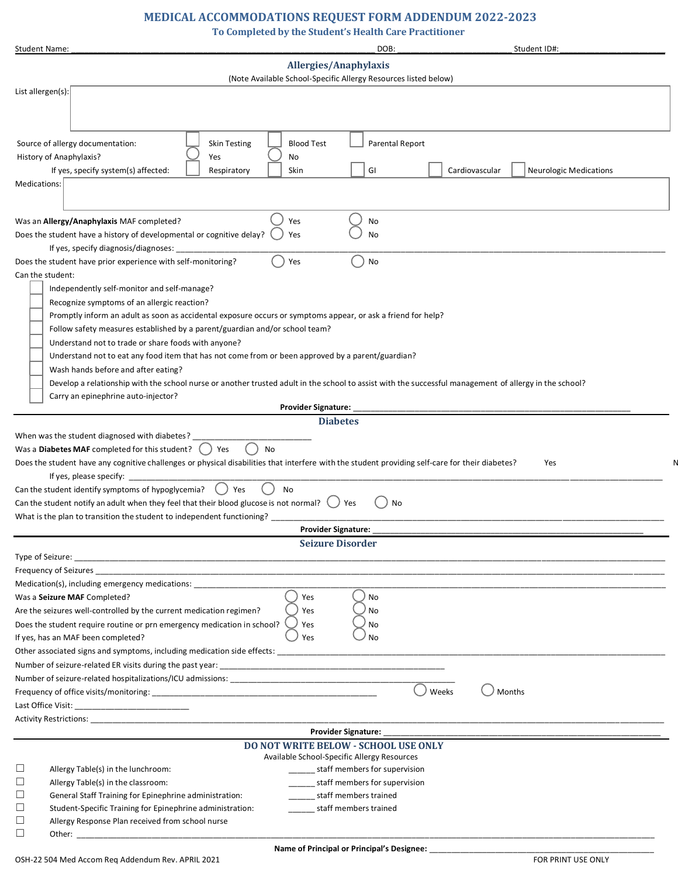# MEDICAL ACCOMMODATIONS REQUEST FORM ADDENDUM 2022-2023

**To Completed by the Student's Health Care Practitioner**

Student Name: ______________________________ DOB: ______________ Student ID#: ______________

## Allergies/Anaphylaxis

(Note Available School-Specific Allergy Resources listed below)

List allergen(s):

Source of allergy documentation: ☐ Skin Testing ☐ Blood Test ☐ Parental Report

History of Anaphylaxis? ◯ Yes ◯ No

If yes, specify system(s) affected: ☐ Respiratory ☐ Skin ☐ GI ☐ Cardiovascular ☐ Neurologic Medications

Medications:

Was an **Allergy/Anaphylaxis** MAF completed? ◯ Yes ◯ No

Does the student have a history of developmental or cognitive delay? ◯ Yes ◯ No

If yes, specify diagnosis/diagnoses: ______________________________

Does the student have prior experience with self-monitoring? ◯ Yes ◯ No

Can the student:

- ☐ Independently self-monitor and self-manage?
- ☐ Recognize symptoms of an allergic reaction?
- ☐ Promptly inform an adult as soon as accidental exposure occurs or symptoms appear, or ask a friend for help?
- ☐ Follow safety measures established by a parent/guardian and/or school team?
- ☐ Understand not to trade or share foods with anyone?
- ☐ Understand not to eat any food item that has not come from or been approved by a parent/guardian?
- ☐ Wash hands before and after eating?
- ☐ Develop a relationship with the school nurse or another trusted adult in the school to assist with the successful management of allergy in the school?
- ☐ Carry an epinephrine auto-injector?

**Provider Signature:** ______________________________

## Diabetes

When was the student diagnosed with diabetes? ______________

Was a **Diabetes MAF** completed for this student? ◯ Yes ◯ No

Does the student have any cognitive challenges or physical disabilities that interfere with the student providing self-care for their diabetes? Yes N

If yes, please specify: ______________________________

Can the student identify symptoms of hypoglycemia? ◯ Yes ◯ No

Can the student notify an adult when they feel that their blood glucose is not normal? ◯ Yes ◯ No

What is the plan to transition the student to independent functioning? ______________________________

**Provider Signature:** ______________________________

## Seizure Disorder

Type of Seizure: ______________________________

Frequency of Seizures ______________________________

Medication(s), including emergency medications: ______________________________

Was a **Seizure MAF** Completed? ◯ Yes ◯ No

Are the seizures well-controlled by the current medication regimen? ◯ Yes ◯ No

Does the student require routine or prn emergency medication in school? ◯ Yes ◯ No

If yes, has an MAF been completed? ◯ Yes ◯ No

Other associated signs and symptoms, including medication side effects: ______________________________

Number of seizure-related ER visits during the past year: ______________________________

Number of seizure-related hospitalizations/ICU admissions: ______________________________

Frequency of office visits/monitoring: ______________________________ ◯ Weeks ◯ Months

Last Office Visit: ______________

Activity Restrictions: ______________________________

**Provider Signature:** ______________________________

## DO NOT WRITE BELOW - SCHOOL USE ONLY

Available School-Specific Allergy Resources

- ☐ Allergy Table(s) in the lunchroom: ______ staff members for supervision
- ☐ Allergy Table(s) in the classroom: ______ staff members for supervision
- ☐ General Staff Training for Epinephrine administration: ______ staff members trained
- ☐ Student-Specific Training for Epinephrine administration: ______ staff members trained
- ☐ Allergy Response Plan received from school nurse
- ☐ Other: ______________________________

**Name of Principal or Principal's Designee:** ______________________________

OSH-22 504 Med Accom Req Addendum Rev. APRIL 2021 FOR PRINT USE ONLY